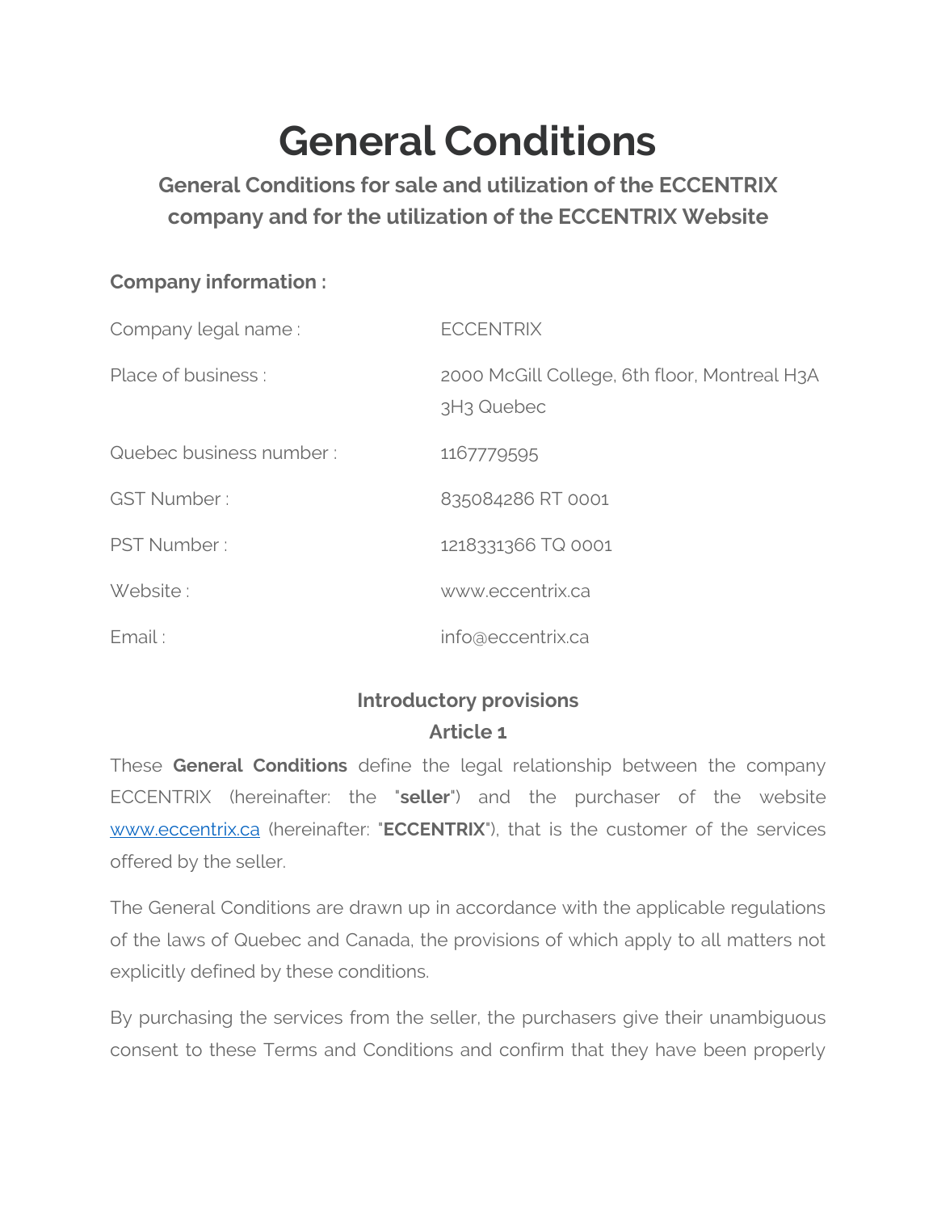# General Conditions

## General Conditions for sale and utilization of the ECCENTRIX company and for the utilization of the ECCENTRIX Website

**Company information :**

| | |
|---|---|
| Company legal name : | ECCENTRIX |
| Place of business : | 2000 McGill College, 6th floor, Montreal H3A 3H3 Quebec |
| Quebec business number : | 1167779595 |
| GST Number : | 835084286 RT 0001 |
| PST Number : | 1218331366 TQ 0001 |
| Website : | www.eccentrix.ca |
| Email : | info@eccentrix.ca |

### Introductory provisions

### Article 1

These **General Conditions** define the legal relationship between the company ECCENTRIX (hereinafter: the "**seller**") and the purchaser of the website www.eccentrix.ca (hereinafter: "**ECCENTRIX**"), that is the customer of the services offered by the seller.

The General Conditions are drawn up in accordance with the applicable regulations of the laws of Quebec and Canada, the provisions of which apply to all matters not explicitly defined by these conditions.

By purchasing the services from the seller, the purchasers give their unambiguous consent to these Terms and Conditions and confirm that they have been properly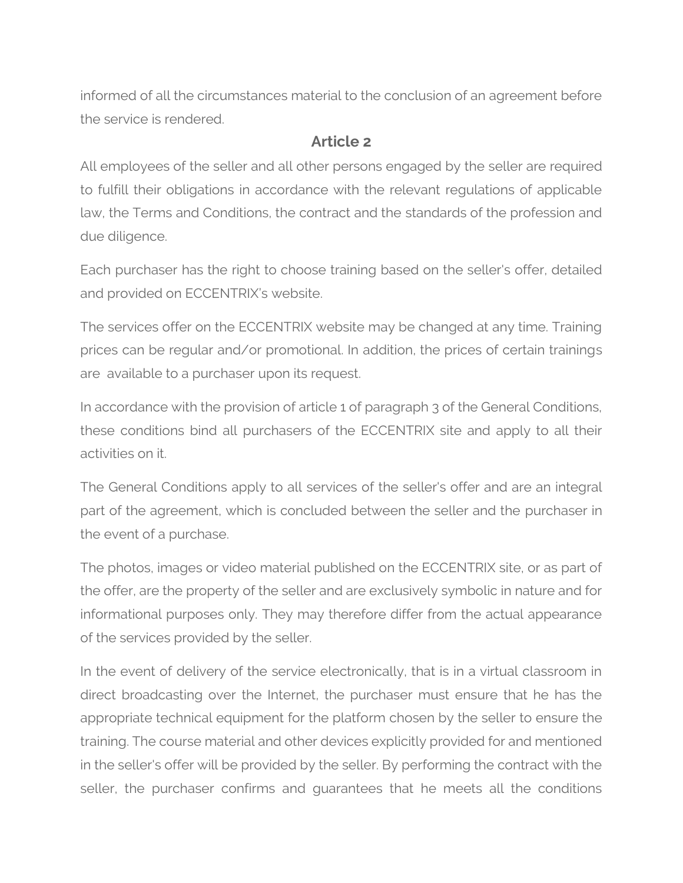informed of all the circumstances material to the conclusion of an agreement before the service is rendered.

## Article 2

All employees of the seller and all other persons engaged by the seller are required to fulfill their obligations in accordance with the relevant regulations of applicable law, the Terms and Conditions, the contract and the standards of the profession and due diligence.

Each purchaser has the right to choose training based on the seller's offer, detailed and provided on ECCENTRIX's website.

The services offer on the ECCENTRIX website may be changed at any time. Training prices can be regular and/or promotional. In addition, the prices of certain trainings are available to a purchaser upon its request.

In accordance with the provision of article 1 of paragraph 3 of the General Conditions, these conditions bind all purchasers of the ECCENTRIX site and apply to all their activities on it.

The General Conditions apply to all services of the seller's offer and are an integral part of the agreement, which is concluded between the seller and the purchaser in the event of a purchase.

The photos, images or video material published on the ECCENTRIX site, or as part of the offer, are the property of the seller and are exclusively symbolic in nature and for informational purposes only. They may therefore differ from the actual appearance of the services provided by the seller.

In the event of delivery of the service electronically, that is in a virtual classroom in direct broadcasting over the Internet, the purchaser must ensure that he has the appropriate technical equipment for the platform chosen by the seller to ensure the training. The course material and other devices explicitly provided for and mentioned in the seller's offer will be provided by the seller. By performing the contract with the seller, the purchaser confirms and guarantees that he meets all the conditions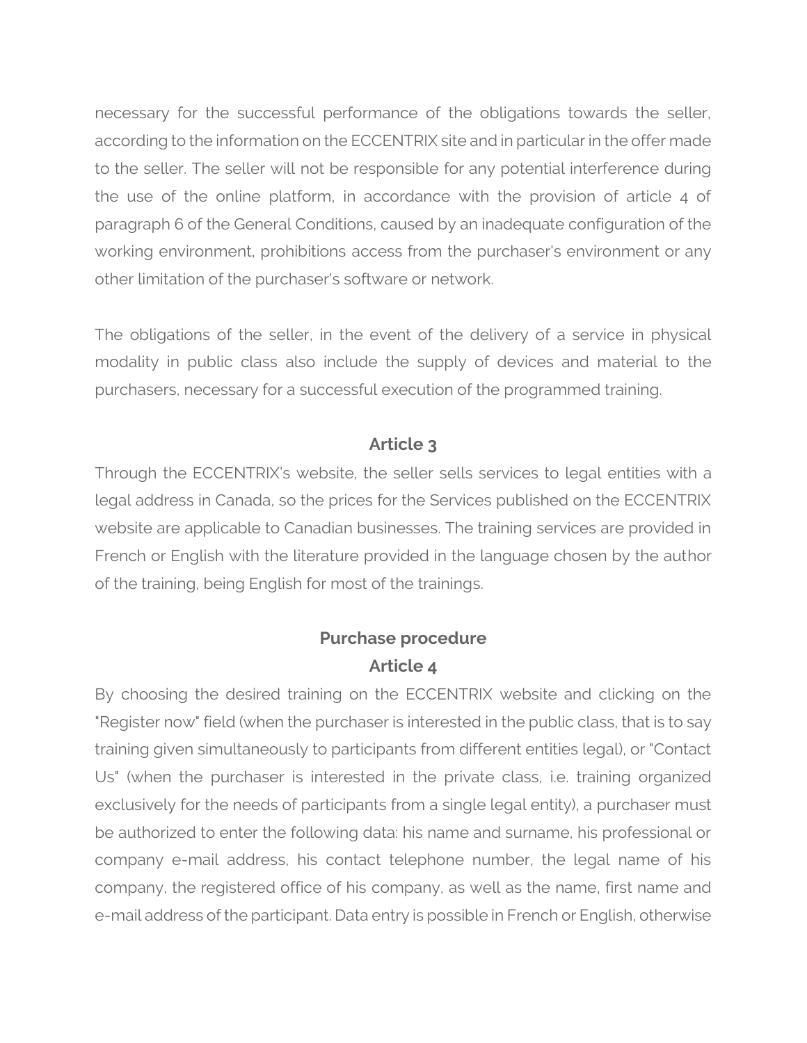necessary for the successful performance of the obligations towards the seller, according to the information on the ECCENTRIX site and in particular in the offer made to the seller. The seller will not be responsible for any potential interference during the use of the online platform, in accordance with the provision of article 4 of paragraph 6 of the General Conditions, caused by an inadequate configuration of the working environment, prohibitions access from the purchaser's environment or any other limitation of the purchaser's software or network.

The obligations of the seller, in the event of the delivery of a service in physical modality in public class also include the supply of devices and material to the purchasers, necessary for a successful execution of the programmed training.

### Article 3

Through the ECCENTRIX's website, the seller sells services to legal entities with a legal address in Canada, so the prices for the Services published on the ECCENTRIX website are applicable to Canadian businesses. The training services are provided in French or English with the literature provided in the language chosen by the author of the training, being English for most of the trainings.

## Purchase procedure

### Article 4

By choosing the desired training on the ECCENTRIX website and clicking on the "Register now" field (when the purchaser is interested in the public class, that is to say training given simultaneously to participants from different entities legal), or "Contact Us" (when the purchaser is interested in the private class, i.e. training organized exclusively for the needs of participants from a single legal entity), a purchaser must be authorized to enter the following data: his name and surname, his professional or company e-mail address, his contact telephone number, the legal name of his company, the registered office of his company, as well as the name, first name and e-mail address of the participant. Data entry is possible in French or English, otherwise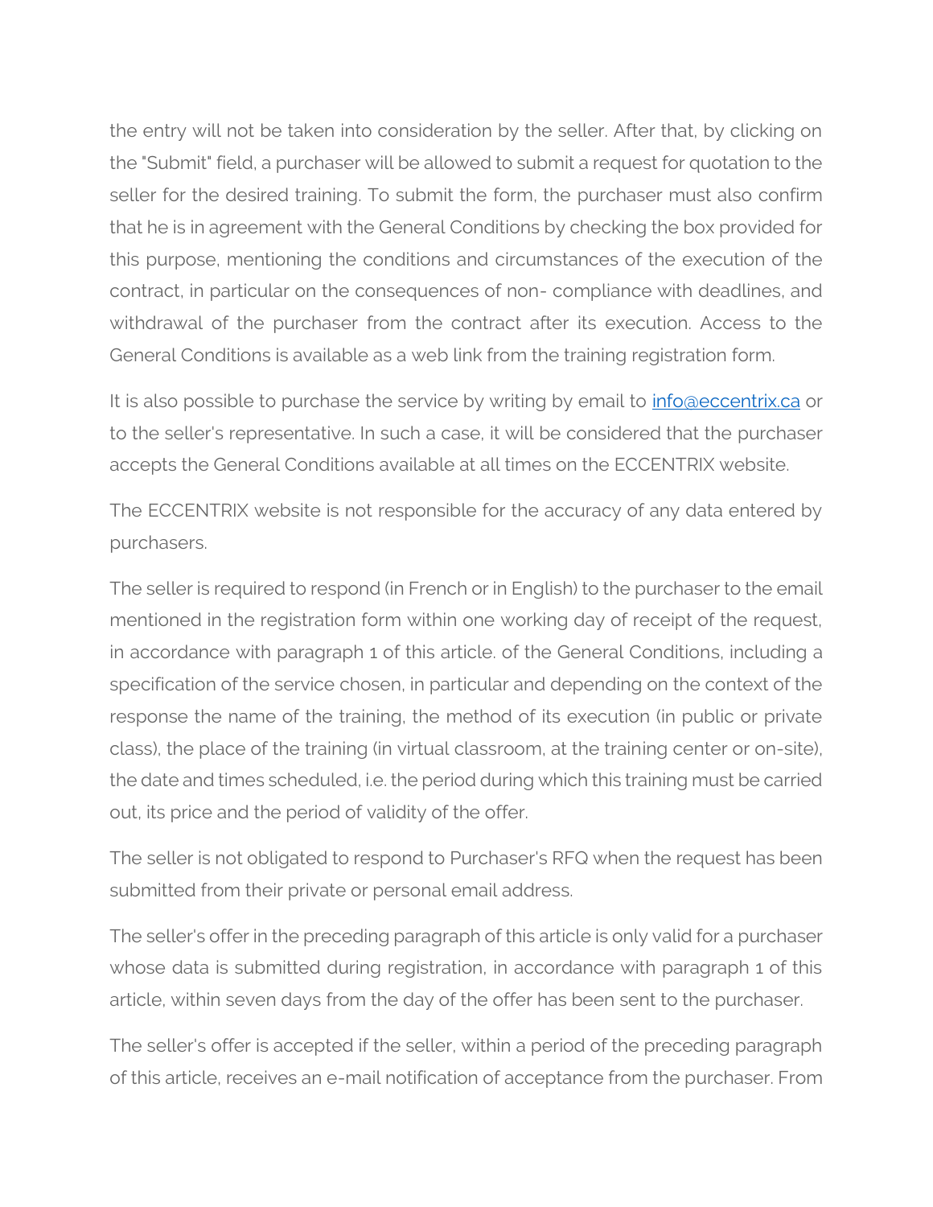the entry will not be taken into consideration by the seller. After that, by clicking on the "Submit" field, a purchaser will be allowed to submit a request for quotation to the seller for the desired training. To submit the form, the purchaser must also confirm that he is in agreement with the General Conditions by checking the box provided for this purpose, mentioning the conditions and circumstances of the execution of the contract, in particular on the consequences of non- compliance with deadlines, and withdrawal of the purchaser from the contract after its execution. Access to the General Conditions is available as a web link from the training registration form.

It is also possible to purchase the service by writing by email to [info@eccentrix.ca](mailto:info@eccentrix.ca) or to the seller's representative. In such a case, it will be considered that the purchaser accepts the General Conditions available at all times on the ECCENTRIX website.

The ECCENTRIX website is not responsible for the accuracy of any data entered by purchasers.

The seller is required to respond (in French or in English) to the purchaser to the email mentioned in the registration form within one working day of receipt of the request, in accordance with paragraph 1 of this article. of the General Conditions, including a specification of the service chosen, in particular and depending on the context of the response the name of the training, the method of its execution (in public or private class), the place of the training (in virtual classroom, at the training center or on-site), the date and times scheduled, i.e. the period during which this training must be carried out, its price and the period of validity of the offer.

The seller is not obligated to respond to Purchaser's RFQ when the request has been submitted from their private or personal email address.

The seller's offer in the preceding paragraph of this article is only valid for a purchaser whose data is submitted during registration, in accordance with paragraph 1 of this article, within seven days from the day of the offer has been sent to the purchaser.

The seller's offer is accepted if the seller, within a period of the preceding paragraph of this article, receives an e-mail notification of acceptance from the purchaser. From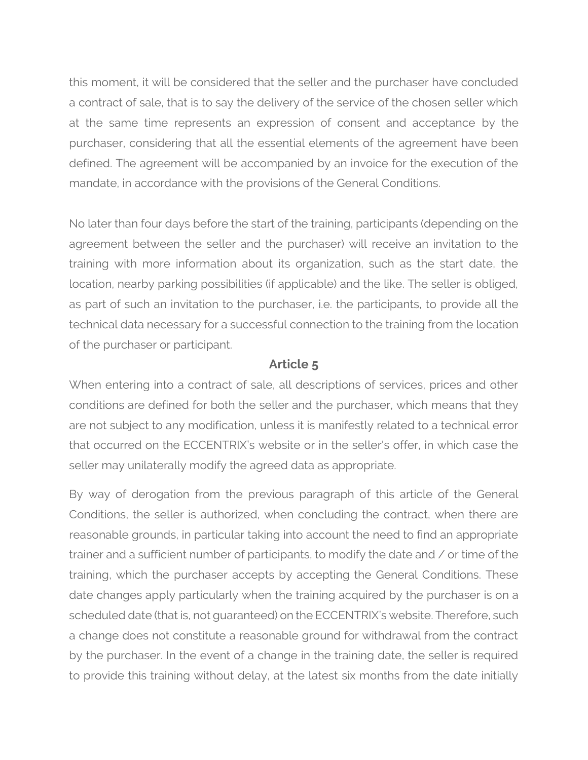this moment, it will be considered that the seller and the purchaser have concluded a contract of sale, that is to say the delivery of the service of the chosen seller which at the same time represents an expression of consent and acceptance by the purchaser, considering that all the essential elements of the agreement have been defined. The agreement will be accompanied by an invoice for the execution of the mandate, in accordance with the provisions of the General Conditions.

No later than four days before the start of the training, participants (depending on the agreement between the seller and the purchaser) will receive an invitation to the training with more information about its organization, such as the start date, the location, nearby parking possibilities (if applicable) and the like. The seller is obliged, as part of such an invitation to the purchaser, i.e. the participants, to provide all the technical data necessary for a successful connection to the training from the location of the purchaser or participant.

## Article 5

When entering into a contract of sale, all descriptions of services, prices and other conditions are defined for both the seller and the purchaser, which means that they are not subject to any modification, unless it is manifestly related to a technical error that occurred on the ECCENTRIX's website or in the seller's offer, in which case the seller may unilaterally modify the agreed data as appropriate.

By way of derogation from the previous paragraph of this article of the General Conditions, the seller is authorized, when concluding the contract, when there are reasonable grounds, in particular taking into account the need to find an appropriate trainer and a sufficient number of participants, to modify the date and / or time of the training, which the purchaser accepts by accepting the General Conditions. These date changes apply particularly when the training acquired by the purchaser is on a scheduled date (that is, not guaranteed) on the ECCENTRIX's website. Therefore, such a change does not constitute a reasonable ground for withdrawal from the contract by the purchaser. In the event of a change in the training date, the seller is required to provide this training without delay, at the latest six months from the date initially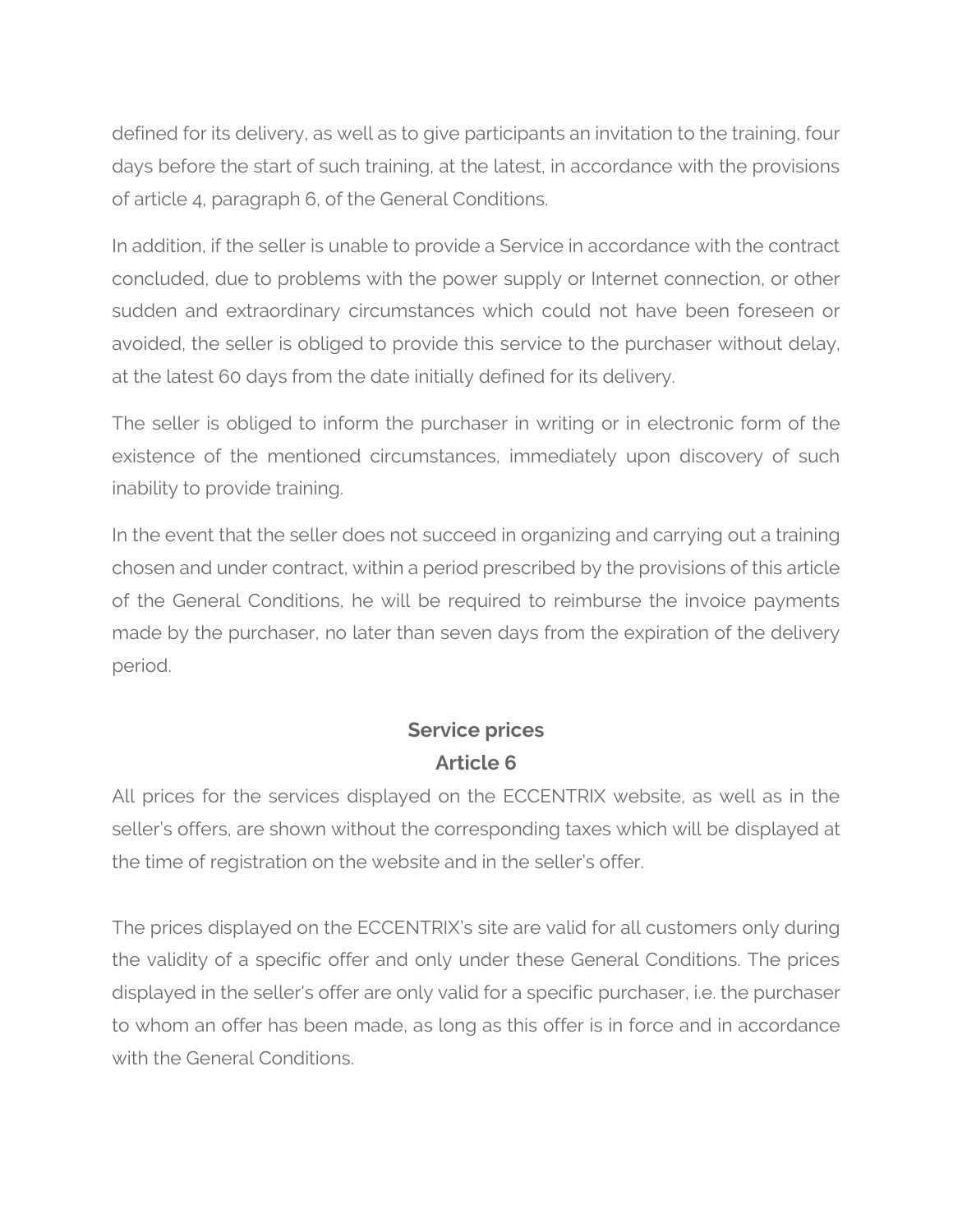defined for its delivery, as well as to give participants an invitation to the training, four days before the start of such training, at the latest, in accordance with the provisions of article 4, paragraph 6, of the General Conditions.

In addition, if the seller is unable to provide a Service in accordance with the contract concluded, due to problems with the power supply or Internet connection, or other sudden and extraordinary circumstances which could not have been foreseen or avoided, the seller is obliged to provide this service to the purchaser without delay, at the latest 60 days from the date initially defined for its delivery.

The seller is obliged to inform the purchaser in writing or in electronic form of the existence of the mentioned circumstances, immediately upon discovery of such inability to provide training.

In the event that the seller does not succeed in organizing and carrying out a training chosen and under contract, within a period prescribed by the provisions of this article of the General Conditions, he will be required to reimburse the invoice payments made by the purchaser, no later than seven days from the expiration of the delivery period.

## Service prices
## Article 6

All prices for the services displayed on the ECCENTRIX website, as well as in the seller's offers, are shown without the corresponding taxes which will be displayed at the time of registration on the website and in the seller's offer.

The prices displayed on the ECCENTRIX's site are valid for all customers only during the validity of a specific offer and only under these General Conditions. The prices displayed in the seller's offer are only valid for a specific purchaser, i.e. the purchaser to whom an offer has been made, as long as this offer is in force and in accordance with the General Conditions.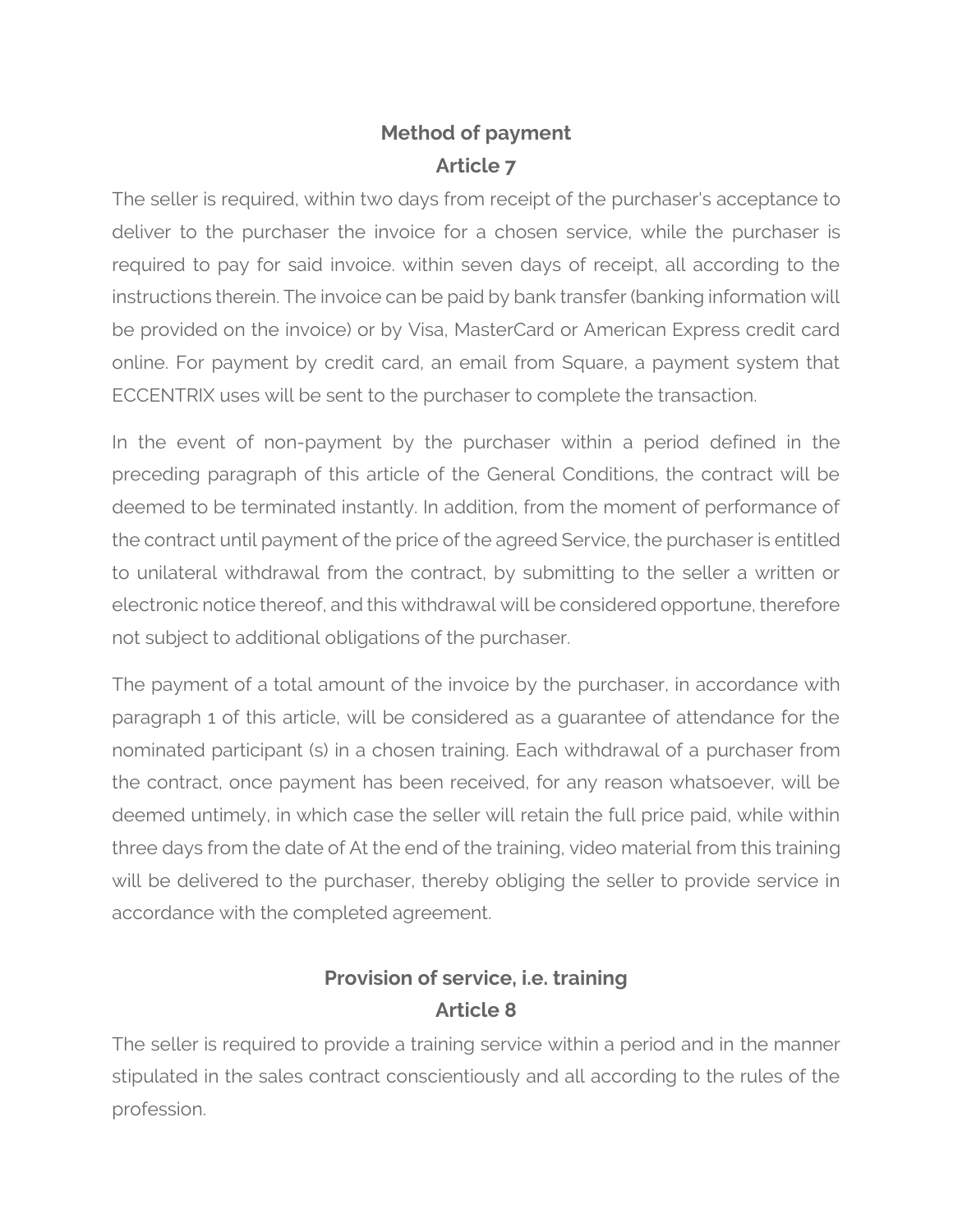## Method of payment

## Article 7

The seller is required, within two days from receipt of the purchaser's acceptance to deliver to the purchaser the invoice for a chosen service, while the purchaser is required to pay for said invoice. within seven days of receipt, all according to the instructions therein. The invoice can be paid by bank transfer (banking information will be provided on the invoice) or by Visa, MasterCard or American Express credit card online. For payment by credit card, an email from Square, a payment system that ECCENTRIX uses will be sent to the purchaser to complete the transaction.

In the event of non-payment by the purchaser within a period defined in the preceding paragraph of this article of the General Conditions, the contract will be deemed to be terminated instantly. In addition, from the moment of performance of the contract until payment of the price of the agreed Service, the purchaser is entitled to unilateral withdrawal from the contract, by submitting to the seller a written or electronic notice thereof, and this withdrawal will be considered opportune, therefore not subject to additional obligations of the purchaser.

The payment of a total amount of the invoice by the purchaser, in accordance with paragraph 1 of this article, will be considered as a guarantee of attendance for the nominated participant (s) in a chosen training. Each withdrawal of a purchaser from the contract, once payment has been received, for any reason whatsoever, will be deemed untimely, in which case the seller will retain the full price paid, while within three days from the date of At the end of the training, video material from this training will be delivered to the purchaser, thereby obliging the seller to provide service in accordance with the completed agreement.

## Provision of service, i.e. training

## Article 8

The seller is required to provide a training service within a period and in the manner stipulated in the sales contract conscientiously and all according to the rules of the profession.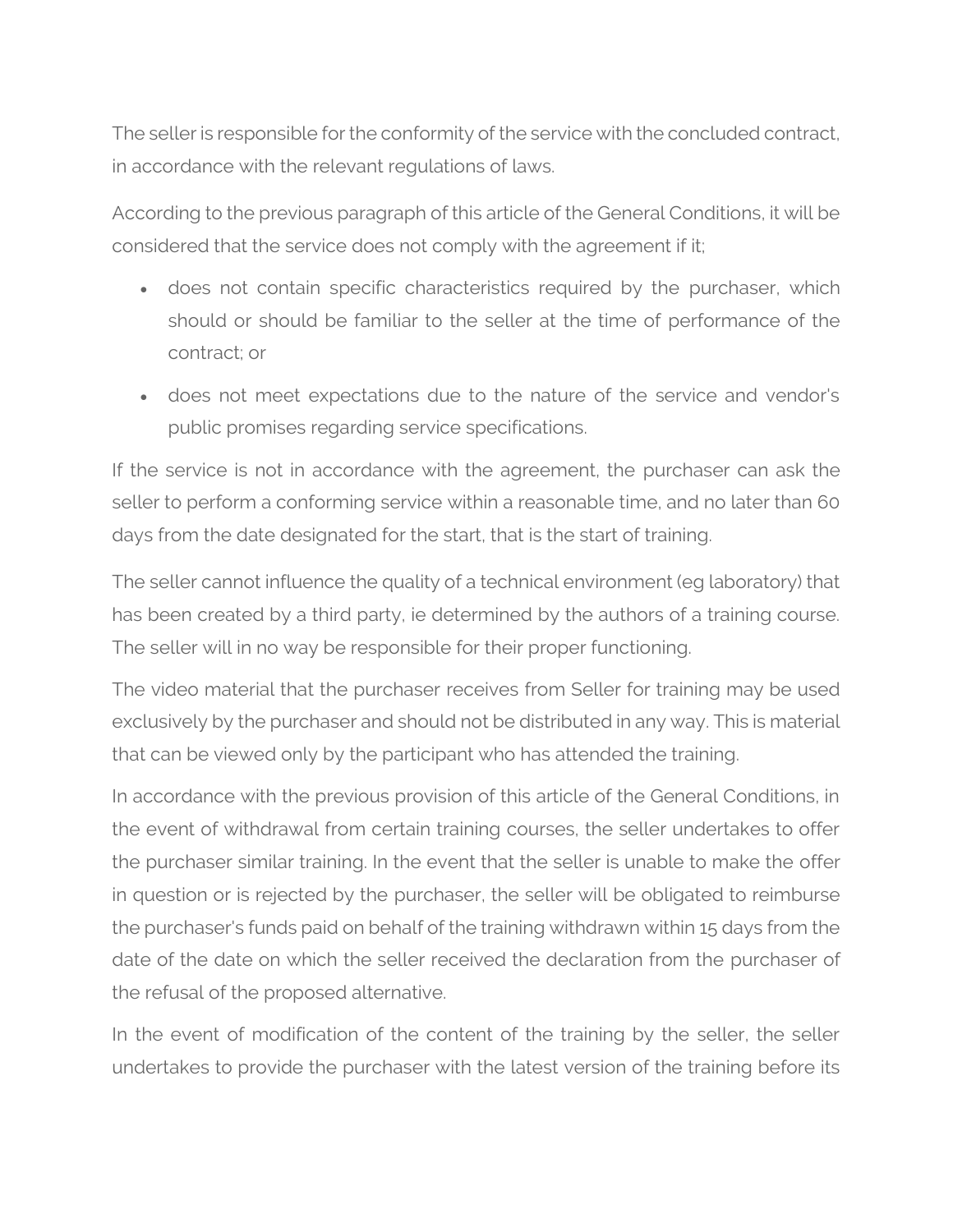The seller is responsible for the conformity of the service with the concluded contract, in accordance with the relevant regulations of laws.

According to the previous paragraph of this article of the General Conditions, it will be considered that the service does not comply with the agreement if it;

- does not contain specific characteristics required by the purchaser, which should or should be familiar to the seller at the time of performance of the contract; or
- does not meet expectations due to the nature of the service and vendor's public promises regarding service specifications.

If the service is not in accordance with the agreement, the purchaser can ask the seller to perform a conforming service within a reasonable time, and no later than 60 days from the date designated for the start, that is the start of training.

The seller cannot influence the quality of a technical environment (eg laboratory) that has been created by a third party, ie determined by the authors of a training course. The seller will in no way be responsible for their proper functioning.

The video material that the purchaser receives from Seller for training may be used exclusively by the purchaser and should not be distributed in any way. This is material that can be viewed only by the participant who has attended the training.

In accordance with the previous provision of this article of the General Conditions, in the event of withdrawal from certain training courses, the seller undertakes to offer the purchaser similar training. In the event that the seller is unable to make the offer in question or is rejected by the purchaser, the seller will be obligated to reimburse the purchaser's funds paid on behalf of the training withdrawn within 15 days from the date of the date on which the seller received the declaration from the purchaser of the refusal of the proposed alternative.

In the event of modification of the content of the training by the seller, the seller undertakes to provide the purchaser with the latest version of the training before its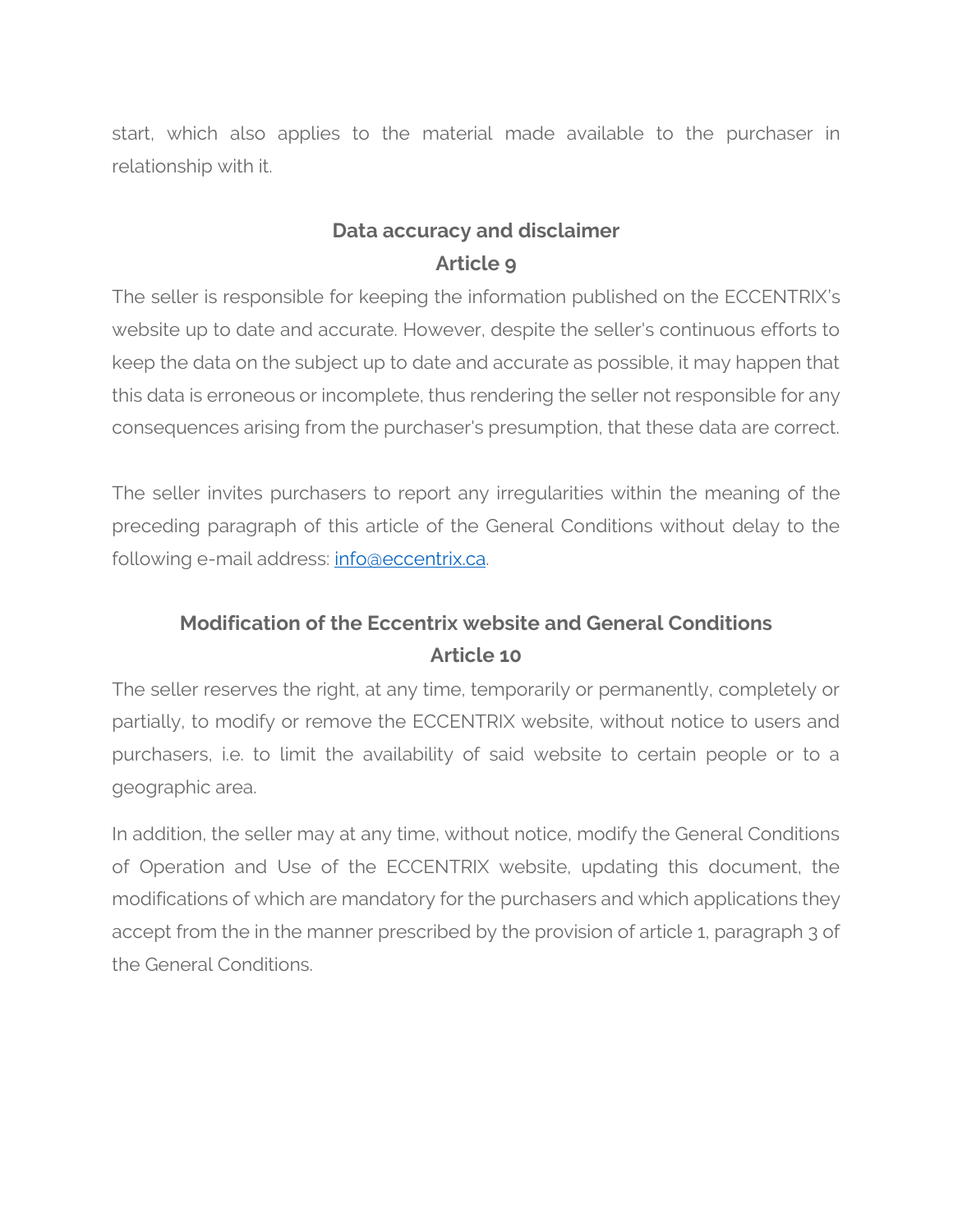start, which also applies to the material made available to the purchaser in relationship with it.

## Data accuracy and disclaimer
## Article 9

The seller is responsible for keeping the information published on the ECCENTRIX's website up to date and accurate. However, despite the seller's continuous efforts to keep the data on the subject up to date and accurate as possible, it may happen that this data is erroneous or incomplete, thus rendering the seller not responsible for any consequences arising from the purchaser's presumption, that these data are correct.

The seller invites purchasers to report any irregularities within the meaning of the preceding paragraph of this article of the General Conditions without delay to the following e-mail address: [info@eccentrix.ca](mailto:info@eccentrix.ca).

## Modification of the Eccentrix website and General Conditions
## Article 10

The seller reserves the right, at any time, temporarily or permanently, completely or partially, to modify or remove the ECCENTRIX website, without notice to users and purchasers, i.e. to limit the availability of said website to certain people or to a geographic area.

In addition, the seller may at any time, without notice, modify the General Conditions of Operation and Use of the ECCENTRIX website, updating this document, the modifications of which are mandatory for the purchasers and which applications they accept from the in the manner prescribed by the provision of article 1, paragraph 3 of the General Conditions.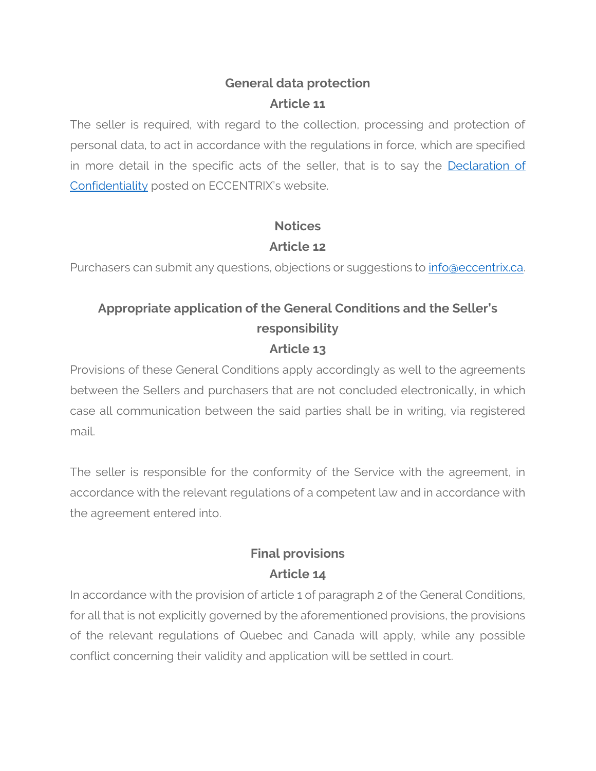## General data protection

### Article 11

The seller is required, with regard to the collection, processing and protection of personal data, to act in accordance with the regulations in force, which are specified in more detail in the specific acts of the seller, that is to say the [Declaration of Confidentiality]() posted on ECCENTRIX's website.

## Notices

### Article 12

Purchasers can submit any questions, objections or suggestions to [info@eccentrix.ca](mailto:info@eccentrix.ca).

## Appropriate application of the General Conditions and the Seller's responsibility

### Article 13

Provisions of these General Conditions apply accordingly as well to the agreements between the Sellers and purchasers that are not concluded electronically, in which case all communication between the said parties shall be in writing, via registered mail.

The seller is responsible for the conformity of the Service with the agreement, in accordance with the relevant regulations of a competent law and in accordance with the agreement entered into.

## Final provisions

### Article 14

In accordance with the provision of article 1 of paragraph 2 of the General Conditions, for all that is not explicitly governed by the aforementioned provisions, the provisions of the relevant regulations of Quebec and Canada will apply, while any possible conflict concerning their validity and application will be settled in court.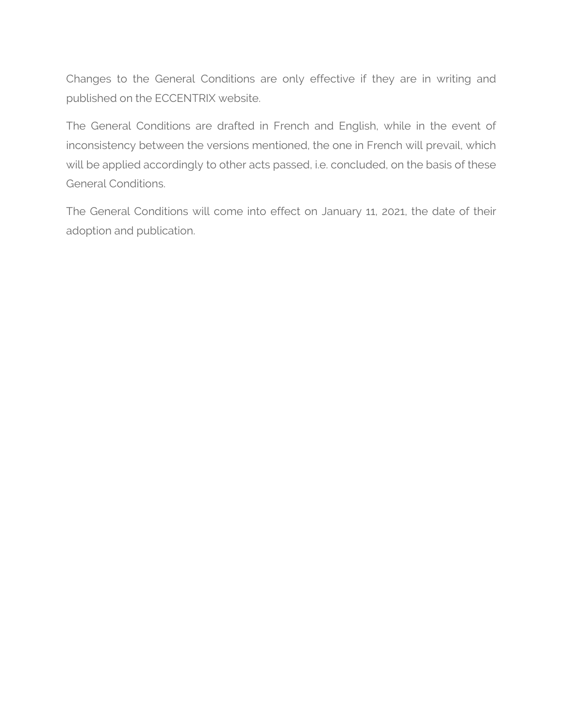Changes to the General Conditions are only effective if they are in writing and published on the ECCENTRIX website.

The General Conditions are drafted in French and English, while in the event of inconsistency between the versions mentioned, the one in French will prevail, which will be applied accordingly to other acts passed, i.e. concluded, on the basis of these General Conditions.

The General Conditions will come into effect on January 11, 2021, the date of their adoption and publication.